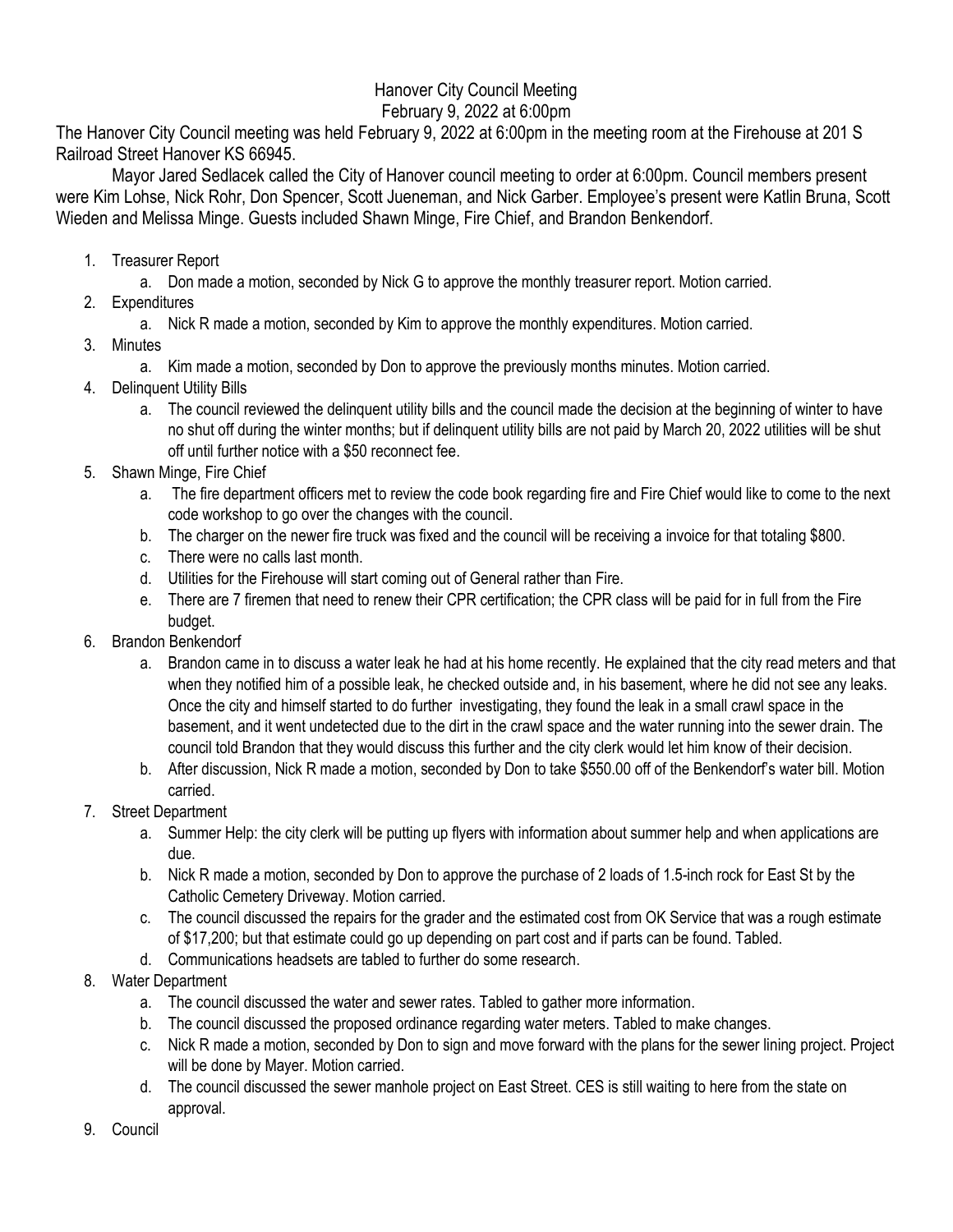# Hanover City Council Meeting

February 9, 2022 at 6:00pm

The Hanover City Council meeting was held February 9, 2022 at 6:00pm in the meeting room at the Firehouse at 201 S Railroad Street Hanover KS 66945.

Mayor Jared Sedlacek called the City of Hanover council meeting to order at 6:00pm. Council members present were Kim Lohse, Nick Rohr, Don Spencer, Scott Jueneman, and Nick Garber. Employee's present were Katlin Bruna, Scott Wieden and Melissa Minge. Guests included Shawn Minge, Fire Chief, and Brandon Benkendorf.

1. Treasurer Report
   a. Don made a motion, seconded by Nick G to approve the monthly treasurer report. Motion carried.
2. Expenditures
   a. Nick R made a motion, seconded by Kim to approve the monthly expenditures. Motion carried.
3. Minutes
   a. Kim made a motion, seconded by Don to approve the previously months minutes. Motion carried.
4. Delinquent Utility Bills
   a. The council reviewed the delinquent utility bills and the council made the decision at the beginning of winter to have no shut off during the winter months; but if delinquent utility bills are not paid by March 20, 2022 utilities will be shut off until further notice with a $50 reconnect fee.
5. Shawn Minge, Fire Chief
   a. The fire department officers met to review the code book regarding fire and Fire Chief would like to come to the next code workshop to go over the changes with the council.
   b. The charger on the newer fire truck was fixed and the council will be receiving a invoice for that totaling $800.
   c. There were no calls last month.
   d. Utilities for the Firehouse will start coming out of General rather than Fire.
   e. There are 7 firemen that need to renew their CPR certification; the CPR class will be paid for in full from the Fire budget.
6. Brandon Benkendorf
   a. Brandon came in to discuss a water leak he had at his home recently. He explained that the city read meters and that when they notified him of a possible leak, he checked outside and, in his basement, where he did not see any leaks. Once the city and himself started to do further investigating, they found the leak in a small crawl space in the basement, and it went undetected due to the dirt in the crawl space and the water running into the sewer drain. The council told Brandon that they would discuss this further and the city clerk would let him know of their decision.
   b. After discussion, Nick R made a motion, seconded by Don to take $550.00 off of the Benkendorf's water bill. Motion carried.
7. Street Department
   a. Summer Help: the city clerk will be putting up flyers with information about summer help and when applications are due.
   b. Nick R made a motion, seconded by Don to approve the purchase of 2 loads of 1.5-inch rock for East St by the Catholic Cemetery Driveway. Motion carried.
   c. The council discussed the repairs for the grader and the estimated cost from OK Service that was a rough estimate of $17,200; but that estimate could go up depending on part cost and if parts can be found. Tabled.
   d. Communications headsets are tabled to further do some research.
8. Water Department
   a. The council discussed the water and sewer rates. Tabled to gather more information.
   b. The council discussed the proposed ordinance regarding water meters. Tabled to make changes.
   c. Nick R made a motion, seconded by Don to sign and move forward with the plans for the sewer lining project. Project will be done by Mayer. Motion carried.
   d. The council discussed the sewer manhole project on East Street. CES is still waiting to here from the state on approval.
9. Council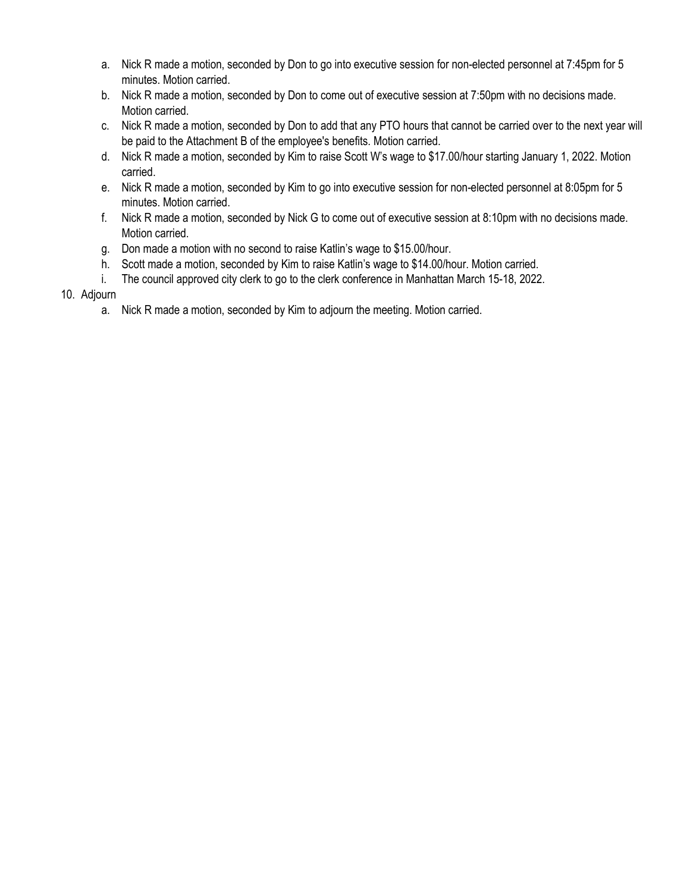a. Nick R made a motion, seconded by Don to go into executive session for non-elected personnel at 7:45pm for 5 minutes. Motion carried.
b. Nick R made a motion, seconded by Don to come out of executive session at 7:50pm with no decisions made. Motion carried.
c. Nick R made a motion, seconded by Don to add that any PTO hours that cannot be carried over to the next year will be paid to the Attachment B of the employee's benefits. Motion carried.
d. Nick R made a motion, seconded by Kim to raise Scott W's wage to $17.00/hour starting January 1, 2022. Motion carried.
e. Nick R made a motion, seconded by Kim to go into executive session for non-elected personnel at 8:05pm for 5 minutes. Motion carried.
f. Nick R made a motion, seconded by Nick G to come out of executive session at 8:10pm with no decisions made. Motion carried.
g. Don made a motion with no second to raise Katlin's wage to $15.00/hour.
h. Scott made a motion, seconded by Kim to raise Katlin's wage to $14.00/hour. Motion carried.
i. The council approved city clerk to go to the clerk conference in Manhattan March 15-18, 2022.

10. Adjourn
    a. Nick R made a motion, seconded by Kim to adjourn the meeting. Motion carried.